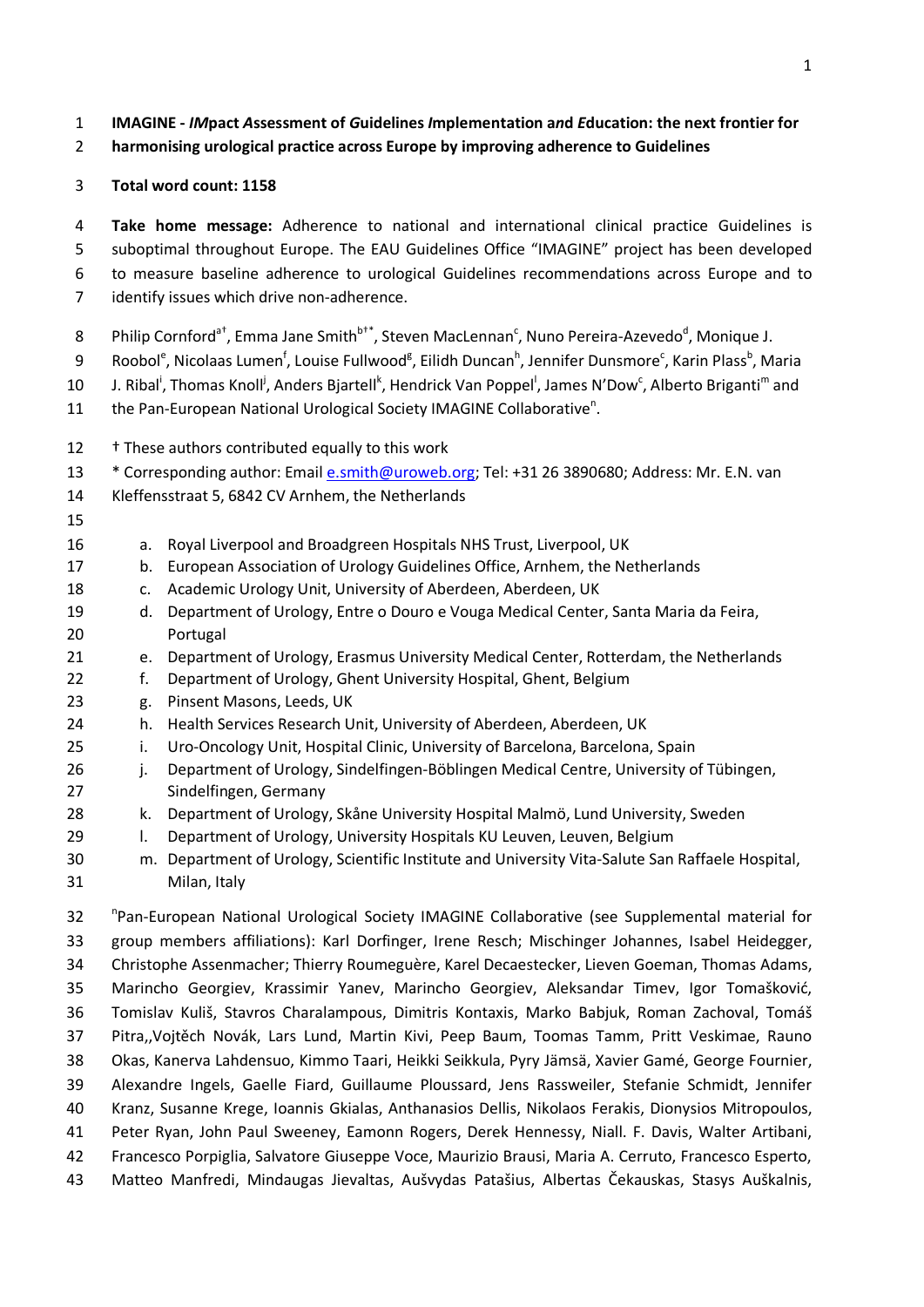**IMAGINE - *IM*pact *A*ssessment of *G*uidelines *I*mplementation a*n*d *E*ducation: the next frontier for harmonising urological practice across Europe by improving adherence to Guidelines**

**Total word count: 1158**

**Take home message:** Adherence to national and international clinical practice Guidelines is suboptimal throughout Europe. The EAU Guidelines Office "IMAGINE" project has been developed to measure baseline adherence to urological Guidelines recommendations across Europe and to identify issues which drive non-adherence.

Philip Cornford[a†], Emma Jane Smith[b†*], Steven MacLennan[c], Nuno Pereira-Azevedo[d], Monique J. Roobol[e], Nicolaas Lumen[f], Louise Fullwood[g], Eilidh Duncan[h], Jennifer Dunsmore[c], Karin Plass[b], Maria J. Ribal[i], Thomas Knoll[j], Anders Bjartell[k], Hendrick Van Poppel[l], James N'Dow[c], Alberto Briganti[m] and the Pan-European National Urological Society IMAGINE Collaborative[n].

† These authors contributed equally to this work

\* Corresponding author: Email e.smith@uroweb.org; Tel: +31 26 3890680; Address: Mr. E.N. van Kleffensstraat 5, 6842 CV Arnhem, the Netherlands

a. Royal Liverpool and Broadgreen Hospitals NHS Trust, Liverpool, UK
b. European Association of Urology Guidelines Office, Arnhem, the Netherlands
c. Academic Urology Unit, University of Aberdeen, Aberdeen, UK
d. Department of Urology, Entre o Douro e Vouga Medical Center, Santa Maria da Feira, Portugal
e. Department of Urology, Erasmus University Medical Center, Rotterdam, the Netherlands
f. Department of Urology, Ghent University Hospital, Ghent, Belgium
g. Pinsent Masons, Leeds, UK
h. Health Services Research Unit, University of Aberdeen, Aberdeen, UK
i. Uro-Oncology Unit, Hospital Clinic, University of Barcelona, Barcelona, Spain
j. Department of Urology, Sindelfingen-Böblingen Medical Centre, University of Tübingen, Sindelfingen, Germany
k. Department of Urology, Skåne University Hospital Malmö, Lund University, Sweden
l. Department of Urology, University Hospitals KU Leuven, Leuven, Belgium
m. Department of Urology, Scientific Institute and University Vita-Salute San Raffaele Hospital, Milan, Italy

[n]Pan-European National Urological Society IMAGINE Collaborative (see Supplemental material for group members affiliations): Karl Dorfinger, Irene Resch; Mischinger Johannes, Isabel Heidegger, Christophe Assenmacher; Thierry Roumeguère, Karel Decaestecker, Lieven Goeman, Thomas Adams, Marincho Georgiev, Krassimir Yanev, Marincho Georgiev, Aleksandar Timev, Igor Tomašković, Tomislav Kuliš, Stavros Charalampous, Dimitris Kontaxis, Marko Babjuk, Roman Zachoval, Tomáš Pitra,,Vojtěch Novák, Lars Lund, Martin Kivi, Peep Baum, Toomas Tamm, Pritt Veskimae, Rauno Okas, Kanerva Lahdensuo, Kimmo Taari, Heikki Seikkula, Pyry Jämsä, Xavier Gamé, George Fournier, Alexandre Ingels, Gaelle Fiard, Guillaume Ploussard, Jens Rassweiler, Stefanie Schmidt, Jennifer Kranz, Susanne Krege, Ioannis Gkialas, Anthanasios Dellis, Nikolaos Ferakis, Dionysios Mitropoulos, Peter Ryan, John Paul Sweeney, Eamonn Rogers, Derek Hennessy, Niall. F. Davis, Walter Artibani, Francesco Porpiglia, Salvatore Giuseppe Voce, Maurizio Brausi, Maria A. Cerruto, Francesco Esperto, Matteo Manfredi, Mindaugas Jievaltas, Aušvydas Patašius, Albertas Čekauskas, Stasys Auškalnis,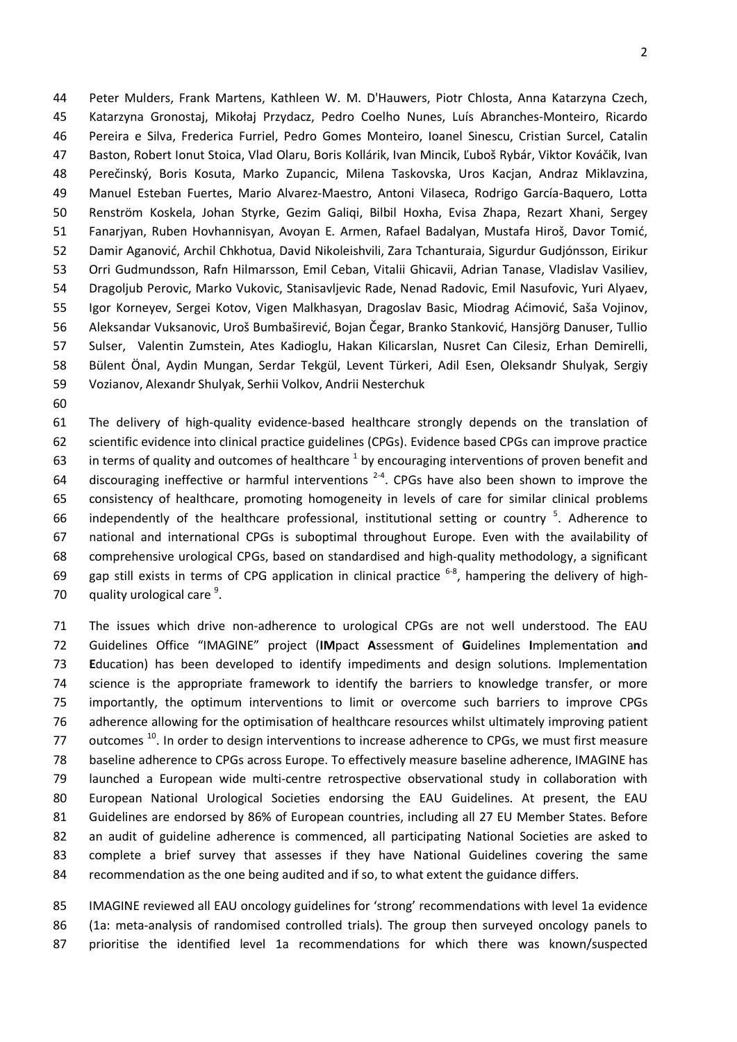Peter Mulders, Frank Martens, Kathleen W. M. D'Hauwers, Piotr Chlosta, Anna Katarzyna Czech, Katarzyna Gronostaj, Mikołaj Przydacz, Pedro Coelho Nunes, Luís Abranches-Monteiro, Ricardo Pereira e Silva, Frederica Furriel, Pedro Gomes Monteiro, Ioanel Sinescu, Cristian Surcel, Catalin Baston, Robert Ionut Stoica, Vlad Olaru, Boris Kollárik, Ivan Mincik, Ľuboš Rybár, Viktor Kováčik, Ivan Perečinský, Boris Kosuta, Marko Zupancic, Milena Taskovska, Uros Kacjan, Andraz Miklavzina, Manuel Esteban Fuertes, Mario Alvarez-Maestro, Antoni Vilaseca, Rodrigo García-Baquero, Lotta Renström Koskela, Johan Styrke, Gezim Galiqi, Bilbil Hoxha, Evisa Zhapa, Rezart Xhani, Sergey Fanarjyan, Ruben Hovhannisyan, Avoyan E. Armen, Rafael Badalyan, Mustafa Hiroš, Davor Tomić, Damir Aganović, Archil Chkhotua, David Nikoleishvili, Zara Tchanturaia, Sigurdur Gudjónsson, Eirikur Orri Gudmundsson, Rafn Hilmarsson, Emil Ceban, Vitalii Ghicavii, Adrian Tanase, Vladislav Vasiliev, Dragoljub Perovic, Marko Vukovic, Stanisavljevic Rade, Nenad Radovic, Emil Nasufovic, Yuri Alyaev, Igor Korneyev, Sergei Kotov, Vigen Malkhasyan, Dragoslav Basic, Miodrag Aćimović, Saša Vojinov, Aleksandar Vuksanovic, Uroš Bumbaširević, Bojan Čegar, Branko Stanković, Hansjörg Danuser, Tullio Sulser, Valentin Zumstein, Ates Kadioglu, Hakan Kilicarslan, Nusret Can Cilesiz, Erhan Demirelli, Bülent Önal, Aydin Mungan, Serdar Tekgül, Levent Türkeri, Adil Esen, Oleksandr Shulyak, Sergiy Vozianov, Alexandr Shulyak, Serhii Volkov, Andrii Nesterchuk

The delivery of high-quality evidence-based healthcare strongly depends on the translation of scientific evidence into clinical practice guidelines (CPGs). Evidence based CPGs can improve practice in terms of quality and outcomes of healthcare [1] by encouraging interventions of proven benefit and discouraging ineffective or harmful interventions [2-4]. CPGs have also been shown to improve the consistency of healthcare, promoting homogeneity in levels of care for similar clinical problems independently of the healthcare professional, institutional setting or country [5]. Adherence to national and international CPGs is suboptimal throughout Europe. Even with the availability of comprehensive urological CPGs, based on standardised and high-quality methodology, a significant gap still exists in terms of CPG application in clinical practice [6-8], hampering the delivery of high-quality urological care [9].

The issues which drive non-adherence to urological CPGs are not well understood. The EAU Guidelines Office "IMAGINE" project (**IM**pact **A**ssessment of **G**uidelines **I**mplementation a**n**d **E**ducation) has been developed to identify impediments and design solutions. Implementation science is the appropriate framework to identify the barriers to knowledge transfer, or more importantly, the optimum interventions to limit or overcome such barriers to improve CPGs adherence allowing for the optimisation of healthcare resources whilst ultimately improving patient outcomes [10]. In order to design interventions to increase adherence to CPGs, we must first measure baseline adherence to CPGs across Europe. To effectively measure baseline adherence, IMAGINE has launched a European wide multi-centre retrospective observational study in collaboration with European National Urological Societies endorsing the EAU Guidelines. At present, the EAU Guidelines are endorsed by 86% of European countries, including all 27 EU Member States. Before an audit of guideline adherence is commenced, all participating National Societies are asked to complete a brief survey that assesses if they have National Guidelines covering the same recommendation as the one being audited and if so, to what extent the guidance differs.

IMAGINE reviewed all EAU oncology guidelines for 'strong' recommendations with level 1a evidence (1a: meta-analysis of randomised controlled trials). The group then surveyed oncology panels to prioritise the identified level 1a recommendations for which there was known/suspected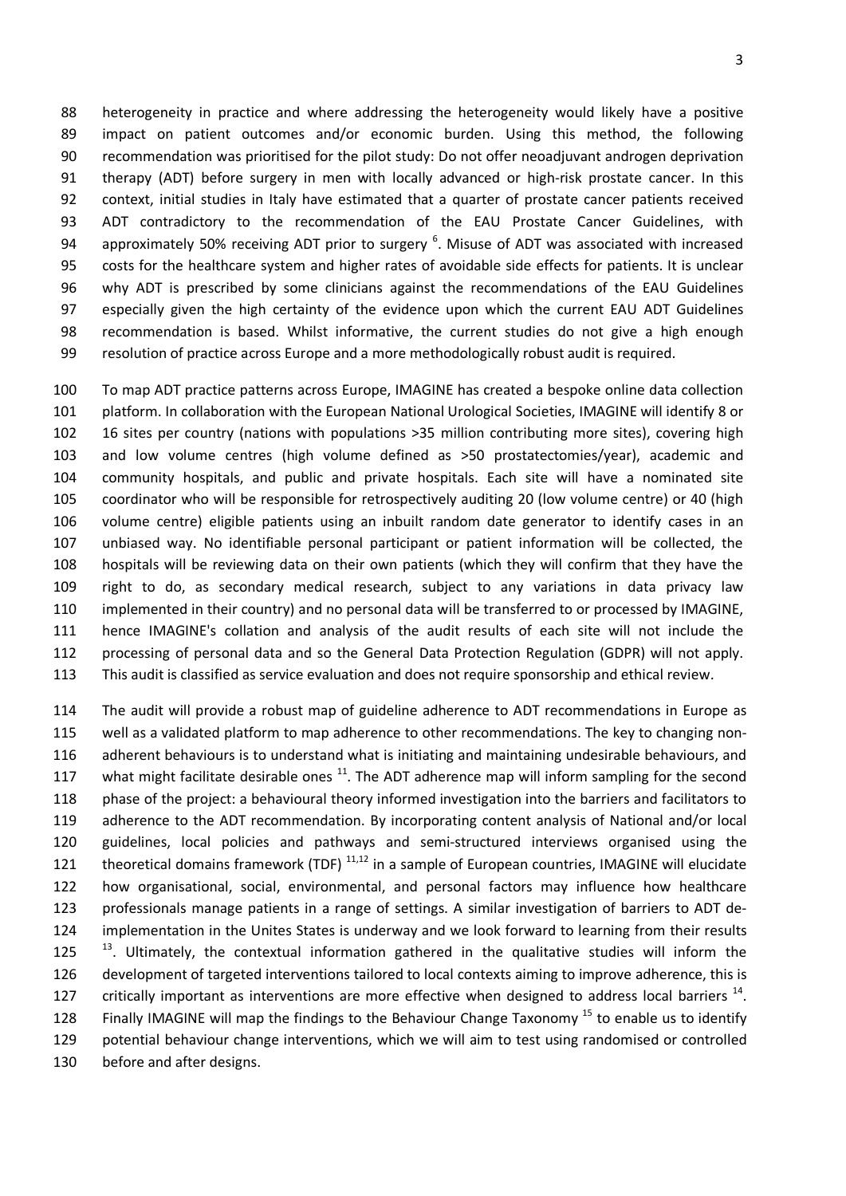heterogeneity in practice and where addressing the heterogeneity would likely have a positive impact on patient outcomes and/or economic burden. Using this method, the following recommendation was prioritised for the pilot study: Do not offer neoadjuvant androgen deprivation therapy (ADT) before surgery in men with locally advanced or high-risk prostate cancer. In this context, initial studies in Italy have estimated that a quarter of prostate cancer patients received ADT contradictory to the recommendation of the EAU Prostate Cancer Guidelines, with approximately 50% receiving ADT prior to surgery [6]. Misuse of ADT was associated with increased costs for the healthcare system and higher rates of avoidable side effects for patients. It is unclear why ADT is prescribed by some clinicians against the recommendations of the EAU Guidelines especially given the high certainty of the evidence upon which the current EAU ADT Guidelines recommendation is based. Whilst informative, the current studies do not give a high enough resolution of practice across Europe and a more methodologically robust audit is required.

To map ADT practice patterns across Europe, IMAGINE has created a bespoke online data collection platform. In collaboration with the European National Urological Societies, IMAGINE will identify 8 or 16 sites per country (nations with populations >35 million contributing more sites), covering high and low volume centres (high volume defined as >50 prostatectomies/year), academic and community hospitals, and public and private hospitals. Each site will have a nominated site coordinator who will be responsible for retrospectively auditing 20 (low volume centre) or 40 (high volume centre) eligible patients using an inbuilt random date generator to identify cases in an unbiased way. No identifiable personal participant or patient information will be collected, the hospitals will be reviewing data on their own patients (which they will confirm that they have the right to do, as secondary medical research, subject to any variations in data privacy law implemented in their country) and no personal data will be transferred to or processed by IMAGINE, hence IMAGINE's collation and analysis of the audit results of each site will not include the processing of personal data and so the General Data Protection Regulation (GDPR) will not apply. This audit is classified as service evaluation and does not require sponsorship and ethical review.

The audit will provide a robust map of guideline adherence to ADT recommendations in Europe as well as a validated platform to map adherence to other recommendations. The key to changing non-adherent behaviours is to understand what is initiating and maintaining undesirable behaviours, and what might facilitate desirable ones [11]. The ADT adherence map will inform sampling for the second phase of the project: a behavioural theory informed investigation into the barriers and facilitators to adherence to the ADT recommendation. By incorporating content analysis of National and/or local guidelines, local policies and pathways and semi-structured interviews organised using the theoretical domains framework (TDF) [11,12] in a sample of European countries, IMAGINE will elucidate how organisational, social, environmental, and personal factors may influence how healthcare professionals manage patients in a range of settings. A similar investigation of barriers to ADT de-implementation in the Unites States is underway and we look forward to learning from their results [13]. Ultimately, the contextual information gathered in the qualitative studies will inform the development of targeted interventions tailored to local contexts aiming to improve adherence, this is critically important as interventions are more effective when designed to address local barriers [14]. Finally IMAGINE will map the findings to the Behaviour Change Taxonomy [15] to enable us to identify potential behaviour change interventions, which we will aim to test using randomised or controlled before and after designs.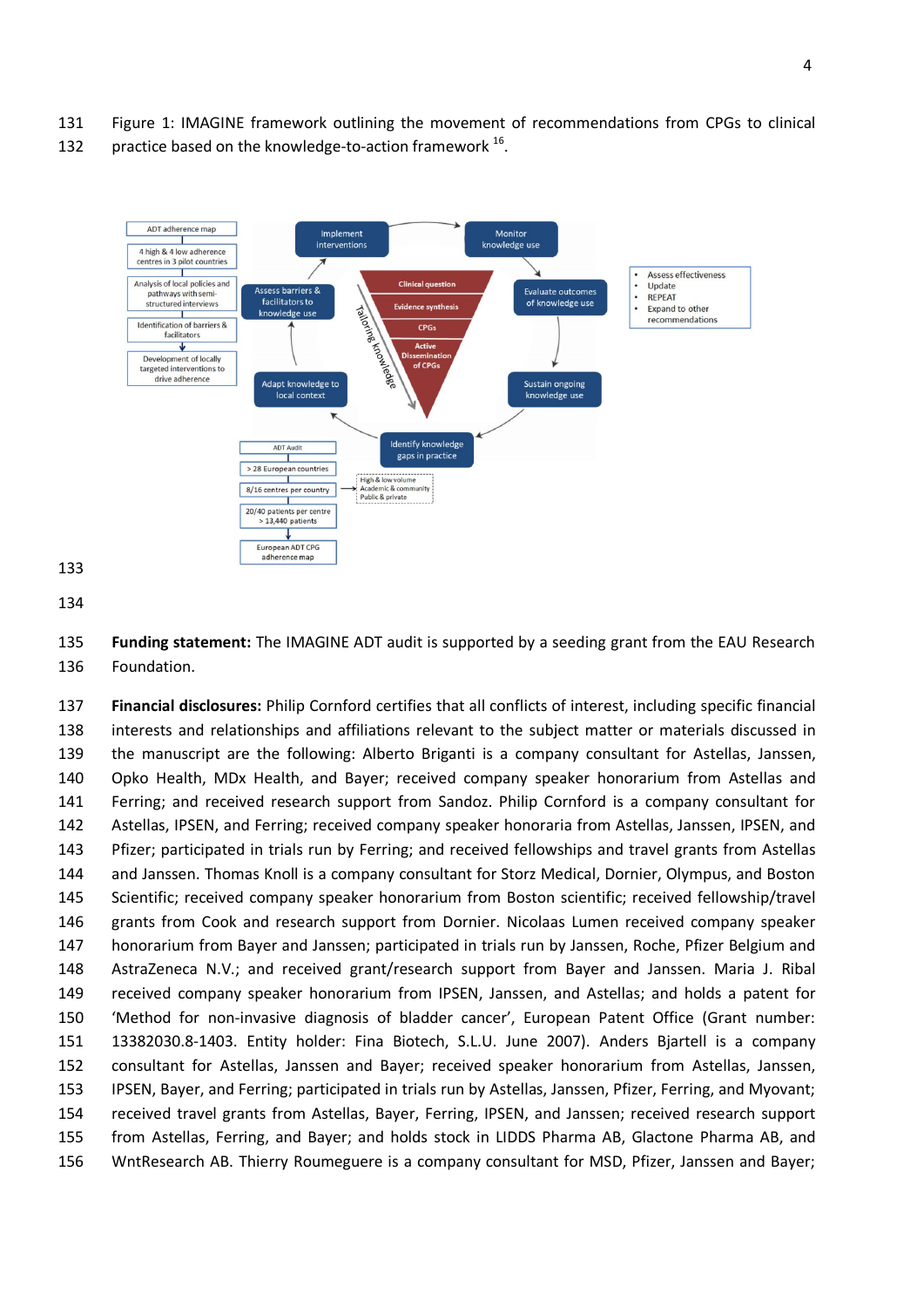Figure 1: IMAGINE framework outlining the movement of recommendations from CPGs to clinical practice based on the knowledge-to-action framework [16].

**Funding statement:** The IMAGINE ADT audit is supported by a seeding grant from the EAU Research Foundation.

**Financial disclosures:** Philip Cornford certifies that all conflicts of interest, including specific financial interests and relationships and affiliations relevant to the subject matter or materials discussed in the manuscript are the following: Alberto Briganti is a company consultant for Astellas, Janssen, Opko Health, MDx Health, and Bayer; received company speaker honorarium from Astellas and Ferring; and received research support from Sandoz. Philip Cornford is a company consultant for Astellas, IPSEN, and Ferring; received company speaker honoraria from Astellas, Janssen, IPSEN, and Pfizer; participated in trials run by Ferring; and received fellowships and travel grants from Astellas and Janssen. Thomas Knoll is a company consultant for Storz Medical, Dornier, Olympus, and Boston Scientific; received company speaker honorarium from Boston scientific; received fellowship/travel grants from Cook and research support from Dornier. Nicolaas Lumen received company speaker honorarium from Bayer and Janssen; participated in trials run by Janssen, Roche, Pfizer Belgium and AstraZeneca N.V.; and received grant/research support from Bayer and Janssen. Maria J. Ribal received company speaker honorarium from IPSEN, Janssen, and Astellas; and holds a patent for 'Method for non-invasive diagnosis of bladder cancer', European Patent Office (Grant number: 13382030.8-1403. Entity holder: Fina Biotech, S.L.U. June 2007). Anders Bjartell is a company consultant for Astellas, Janssen and Bayer; received speaker honorarium from Astellas, Janssen, IPSEN, Bayer, and Ferring; participated in trials run by Astellas, Janssen, Pfizer, Ferring, and Myovant; received travel grants from Astellas, Bayer, Ferring, IPSEN, and Janssen; received research support from Astellas, Ferring, and Bayer; and holds stock in LIDDS Pharma AB, Glactone Pharma AB, and WntResearch AB. Thierry Roumeguere is a company consultant for MSD, Pfizer, Janssen and Bayer;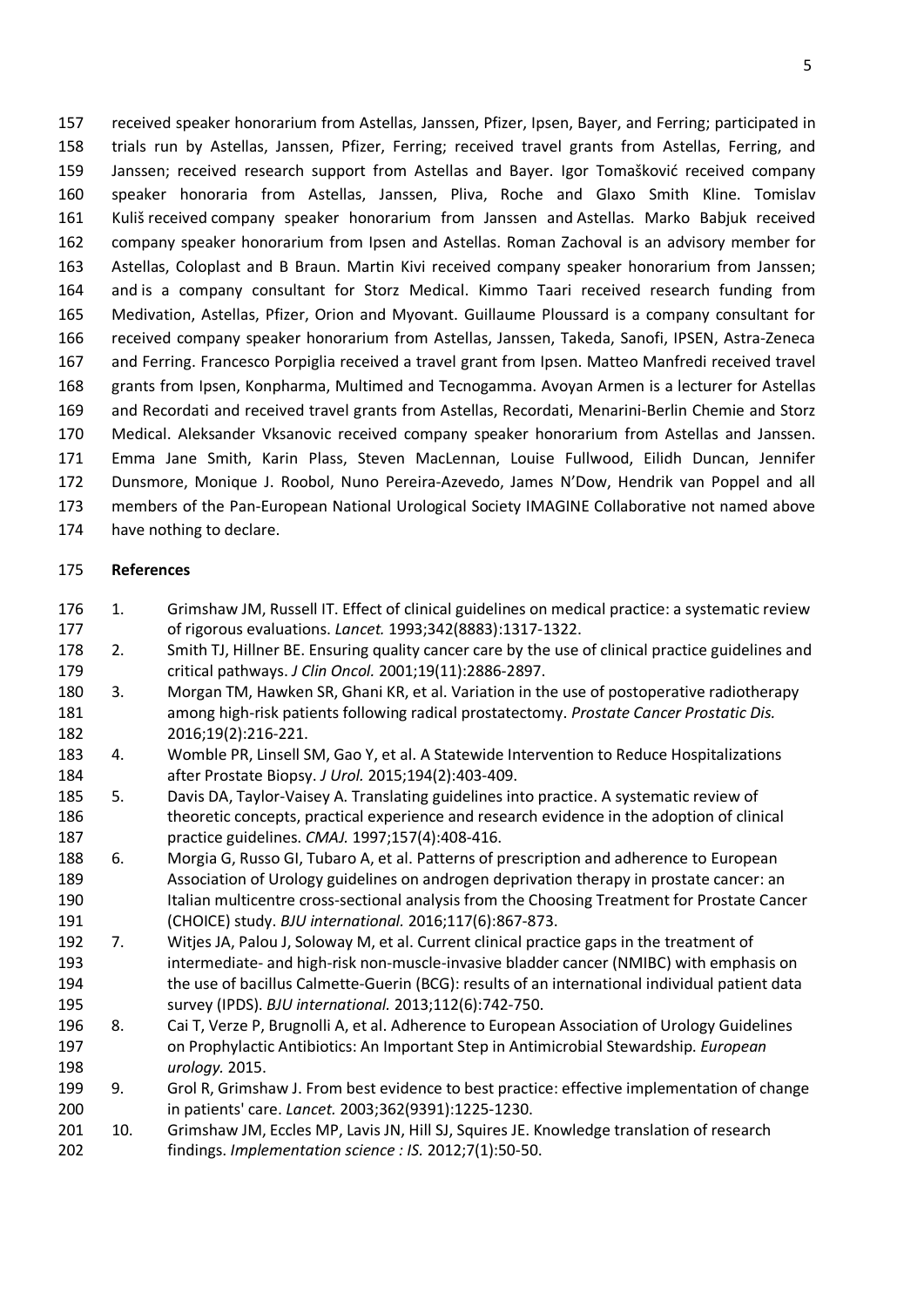received speaker honorarium from Astellas, Janssen, Pfizer, Ipsen, Bayer, and Ferring; participated in trials run by Astellas, Janssen, Pfizer, Ferring; received travel grants from Astellas, Ferring, and Janssen; received research support from Astellas and Bayer. Igor Tomašković received company speaker honoraria from Astellas, Janssen, Pliva, Roche and Glaxo Smith Kline. Tomislav Kuliš received company speaker honorarium from Janssen and Astellas. Marko Babjuk received company speaker honorarium from Ipsen and Astellas. Roman Zachoval is an advisory member for Astellas, Coloplast and B Braun. Martin Kivi received company speaker honorarium from Janssen; and is a company consultant for Storz Medical. Kimmo Taari received research funding from Medivation, Astellas, Pfizer, Orion and Myovant. Guillaume Ploussard is a company consultant for received company speaker honorarium from Astellas, Janssen, Takeda, Sanofi, IPSEN, Astra-Zeneca and Ferring. Francesco Porpiglia received a travel grant from Ipsen. Matteo Manfredi received travel grants from Ipsen, Konpharma, Multimed and Tecnogamma. Avoyan Armen is a lecturer for Astellas and Recordati and received travel grants from Astellas, Recordati, Menarini-Berlin Chemie and Storz Medical. Aleksander Vksanovic received company speaker honorarium from Astellas and Janssen. Emma Jane Smith, Karin Plass, Steven MacLennan, Louise Fullwood, Eilidh Duncan, Jennifer Dunsmore, Monique J. Roobol, Nuno Pereira-Azevedo, James N'Dow, Hendrik van Poppel and all members of the Pan-European National Urological Society IMAGINE Collaborative not named above have nothing to declare.

## References

1. Grimshaw JM, Russell IT. Effect of clinical guidelines on medical practice: a systematic review of rigorous evaluations. *Lancet.* 1993;342(8883):1317-1322.
2. Smith TJ, Hillner BE. Ensuring quality cancer care by the use of clinical practice guidelines and critical pathways. *J Clin Oncol.* 2001;19(11):2886-2897.
3. Morgan TM, Hawken SR, Ghani KR, et al. Variation in the use of postoperative radiotherapy among high-risk patients following radical prostatectomy. *Prostate Cancer Prostatic Dis.* 2016;19(2):216-221.
4. Womble PR, Linsell SM, Gao Y, et al. A Statewide Intervention to Reduce Hospitalizations after Prostate Biopsy. *J Urol.* 2015;194(2):403-409.
5. Davis DA, Taylor-Vaisey A. Translating guidelines into practice. A systematic review of theoretic concepts, practical experience and research evidence in the adoption of clinical practice guidelines. *CMAJ.* 1997;157(4):408-416.
6. Morgia G, Russo GI, Tubaro A, et al. Patterns of prescription and adherence to European Association of Urology guidelines on androgen deprivation therapy in prostate cancer: an Italian multicentre cross-sectional analysis from the Choosing Treatment for Prostate Cancer (CHOICE) study. *BJU international.* 2016;117(6):867-873.
7. Witjes JA, Palou J, Soloway M, et al. Current clinical practice gaps in the treatment of intermediate- and high-risk non-muscle-invasive bladder cancer (NMIBC) with emphasis on the use of bacillus Calmette-Guerin (BCG): results of an international individual patient data survey (IPDS). *BJU international.* 2013;112(6):742-750.
8. Cai T, Verze P, Brugnolli A, et al. Adherence to European Association of Urology Guidelines on Prophylactic Antibiotics: An Important Step in Antimicrobial Stewardship. *European urology.* 2015.
9. Grol R, Grimshaw J. From best evidence to best practice: effective implementation of change in patients' care. *Lancet.* 2003;362(9391):1225-1230.
10. Grimshaw JM, Eccles MP, Lavis JN, Hill SJ, Squires JE. Knowledge translation of research findings. *Implementation science : IS.* 2012;7(1):50-50.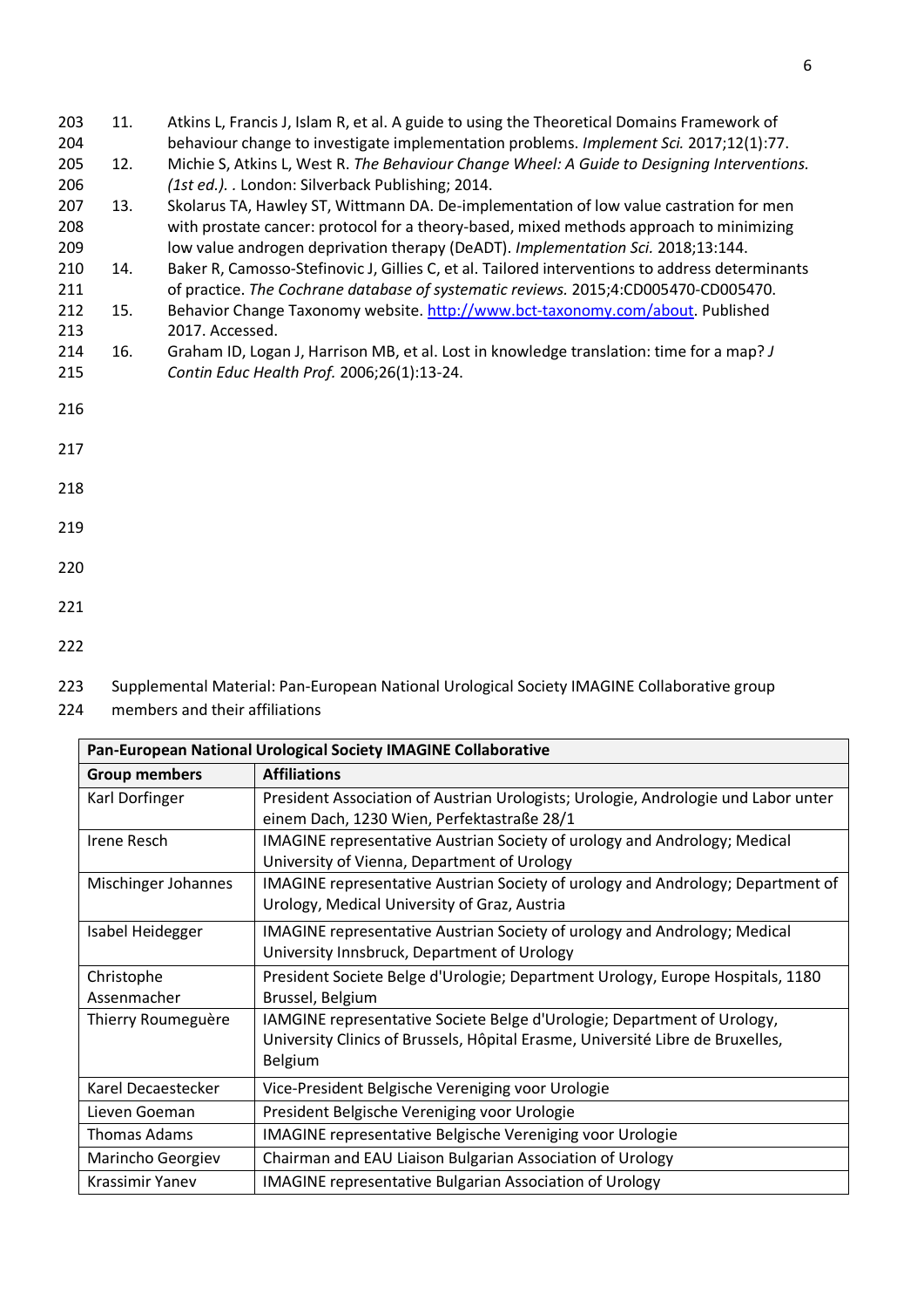11. Atkins L, Francis J, Islam R, et al. A guide to using the Theoretical Domains Framework of behaviour change to investigate implementation problems. *Implement Sci.* 2017;12(1):77.
12. Michie S, Atkins L, West R. *The Behaviour Change Wheel: A Guide to Designing Interventions. (1st ed.).* . London: Silverback Publishing; 2014.
13. Skolarus TA, Hawley ST, Wittmann DA. De-implementation of low value castration for men with prostate cancer: protocol for a theory-based, mixed methods approach to minimizing low value androgen deprivation therapy (DeADT). *Implementation Sci.* 2018;13:144.
14. Baker R, Camosso-Stefinovic J, Gillies C, et al. Tailored interventions to address determinants of practice. *The Cochrane database of systematic reviews.* 2015;4:CD005470-CD005470.
15. Behavior Change Taxonomy website. http://www.bct-taxonomy.com/about. Published 2017. Accessed.
16. Graham ID, Logan J, Harrison MB, et al. Lost in knowledge translation: time for a map? *J Contin Educ Health Prof.* 2006;26(1):13-24.

Supplemental Material: Pan-European National Urological Society IMAGINE Collaborative group members and their affiliations

| **Pan-European National Urological Society IMAGINE Collaborative** | |
|---|---|
| **Group members** | **Affiliations** |
| Karl Dorfinger | President Association of Austrian Urologists; Urologie, Andrologie und Labor unter einem Dach, 1230 Wien, Perfektastraße 28/1 |
| Irene Resch | IMAGINE representative Austrian Society of urology and Andrology; Medical University of Vienna, Department of Urology |
| Mischinger Johannes | IMAGINE representative Austrian Society of urology and Andrology; Department of Urology, Medical University of Graz, Austria |
| Isabel Heidegger | IMAGINE representative Austrian Society of urology and Andrology; Medical University Innsbruck, Department of Urology |
| Christophe Assenmacher | President Societe Belge d'Urologie; Department Urology, Europe Hospitals, 1180 Brussel, Belgium |
| Thierry Roumeguère | IAMGINE representative Societe Belge d'Urologie; Department of Urology, University Clinics of Brussels, Hôpital Erasme, Université Libre de Bruxelles, Belgium |
| Karel Decaestecker | Vice-President Belgische Vereniging voor Urologie |
| Lieven Goeman | President Belgische Vereniging voor Urologie |
| Thomas Adams | IMAGINE representative Belgische Vereniging voor Urologie |
| Marincho Georgiev | Chairman and EAU Liaison Bulgarian Association of Urology |
| Krassimir Yanev | IMAGINE representative Bulgarian Association of Urology |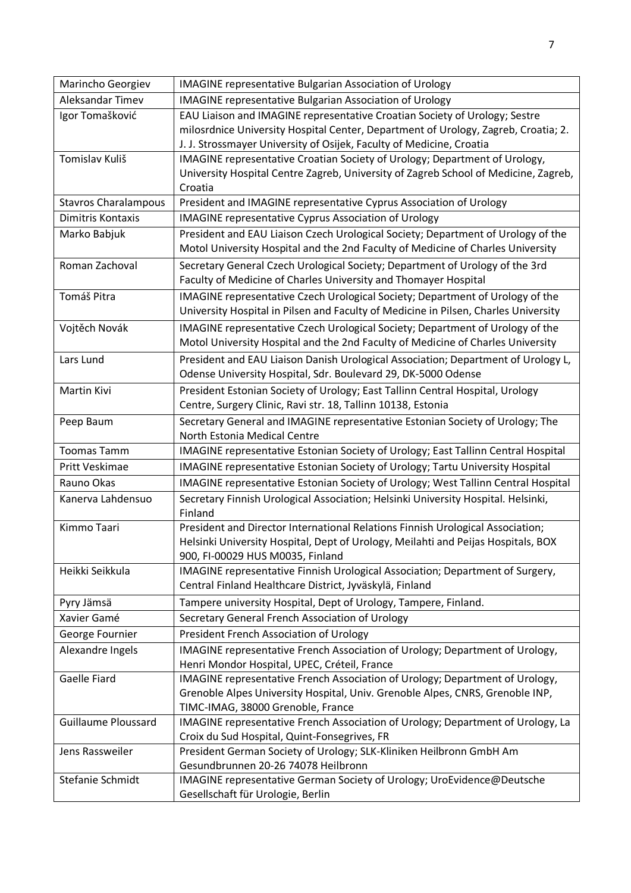| Marincho Georgiev | IMAGINE representative Bulgarian Association of Urology |
|---|---|
| Aleksandar Timev | IMAGINE representative Bulgarian Association of Urology |
| Igor Tomašković | EAU Liaison and IMAGINE representative Croatian Society of Urology; Sestre milosrdnice University Hospital Center, Department of Urology, Zagreb, Croatia; 2. J. J. Strossmayer University of Osijek, Faculty of Medicine, Croatia |
| Tomislav Kuliš | IMAGINE representative Croatian Society of Urology; Department of Urology, University Hospital Centre Zagreb, University of Zagreb School of Medicine, Zagreb, Croatia |
| Stavros Charalampous | President and IMAGINE representative Cyprus Association of Urology |
| Dimitris Kontaxis | IMAGINE representative Cyprus Association of Urology |
| Marko Babjuk | President and EAU Liaison Czech Urological Society; Department of Urology of the Motol University Hospital and the 2nd Faculty of Medicine of Charles University |
| Roman Zachoval | Secretary General Czech Urological Society; Department of Urology of the 3rd Faculty of Medicine of Charles University and Thomayer Hospital |
| Tomáš Pitra | IMAGINE representative Czech Urological Society; Department of Urology of the University Hospital in Pilsen and Faculty of Medicine in Pilsen, Charles University |
| Vojtěch Novák | IMAGINE representative Czech Urological Society; Department of Urology of the Motol University Hospital and the 2nd Faculty of Medicine of Charles University |
| Lars Lund | President and EAU Liaison Danish Urological Association; Department of Urology L, Odense University Hospital, Sdr. Boulevard 29, DK-5000 Odense |
| Martin Kivi | President Estonian Society of Urology; East Tallinn Central Hospital, Urology Centre, Surgery Clinic, Ravi str. 18, Tallinn 10138, Estonia |
| Peep Baum | Secretary General and IMAGINE representative Estonian Society of Urology; The North Estonia Medical Centre |
| Toomas Tamm | IMAGINE representative Estonian Society of Urology; East Tallinn Central Hospital |
| Pritt Veskimae | IMAGINE representative Estonian Society of Urology; Tartu University Hospital |
| Rauno Okas | IMAGINE representative Estonian Society of Urology; West Tallinn Central Hospital |
| Kanerva Lahdensuo | Secretary Finnish Urological Association; Helsinki University Hospital. Helsinki, Finland |
| Kimmo Taari | President and Director International Relations Finnish Urological Association; Helsinki University Hospital, Dept of Urology, Meilahti and Peijas Hospitals, BOX 900, FI-00029 HUS M0035, Finland |
| Heikki Seikkula | IMAGINE representative Finnish Urological Association; Department of Surgery, Central Finland Healthcare District, Jyväskylä, Finland |
| Pyry Jämsä | Tampere university Hospital, Dept of Urology, Tampere, Finland. |
| Xavier Gamé | Secretary General French Association of Urology |
| George Fournier | President French Association of Urology |
| Alexandre Ingels | IMAGINE representative French Association of Urology; Department of Urology, Henri Mondor Hospital, UPEC, Créteil, France |
| Gaelle Fiard | IMAGINE representative French Association of Urology; Department of Urology, Grenoble Alpes University Hospital, Univ. Grenoble Alpes, CNRS, Grenoble INP, TIMC-IMAG, 38000 Grenoble, France |
| Guillaume Ploussard | IMAGINE representative French Association of Urology; Department of Urology, La Croix du Sud Hospital, Quint-Fonsegrives, FR |
| Jens Rassweiler | President German Society of Urology; SLK-Kliniken Heilbronn GmbH Am Gesundbrunnen 20-26 74078 Heilbronn |
| Stefanie Schmidt | IMAGINE representative German Society of Urology; UroEvidence@Deutsche Gesellschaft für Urologie, Berlin |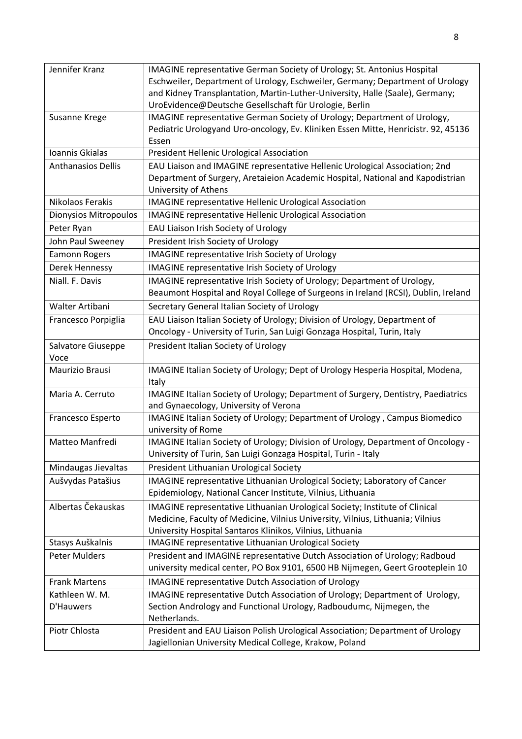| | |
|---|---|
| Jennifer Kranz | IMAGINE representative German Society of Urology; St. Antonius Hospital Eschweiler, Department of Urology, Eschweiler, Germany; Department of Urology and Kidney Transplantation, Martin-Luther-University, Halle (Saale), Germany; UroEvidence@Deutsche Gesellschaft für Urologie, Berlin |
| Susanne Krege | IMAGINE representative German Society of Urology; Department of Urology, Pediatric Urologyand Uro-oncology, Ev. Kliniken Essen Mitte, Henricistr. 92, 45136 Essen |
| Ioannis Gkialas | President Hellenic Urological Association |
| Anthanasios Dellis | EAU Liaison and IMAGINE representative Hellenic Urological Association; 2nd Department of Surgery, Aretaieion Academic Hospital, National and Kapodistrian University of Athens |
| Nikolaos Ferakis | IMAGINE representative Hellenic Urological Association |
| Dionysios Mitropoulos | IMAGINE representative Hellenic Urological Association |
| Peter Ryan | EAU Liaison Irish Society of Urology |
| John Paul Sweeney | President Irish Society of Urology |
| Eamonn Rogers | IMAGINE representative Irish Society of Urology |
| Derek Hennessy | IMAGINE representative Irish Society of Urology |
| Niall. F. Davis | IMAGINE representative Irish Society of Urology; Department of Urology, Beaumont Hospital and Royal College of Surgeons in Ireland (RCSI), Dublin, Ireland |
| Walter Artibani | Secretary General Italian Society of Urology |
| Francesco Porpiglia | EAU Liaison Italian Society of Urology; Division of Urology, Department of Oncology - University of Turin, San Luigi Gonzaga Hospital, Turin, Italy |
| Salvatore Giuseppe Voce | President Italian Society of Urology |
| Maurizio Brausi | IMAGINE Italian Society of Urology; Dept of Urology Hesperia Hospital, Modena, Italy |
| Maria A. Cerruto | IMAGINE Italian Society of Urology; Department of Surgery, Dentistry, Paediatrics and Gynaecology, University of Verona |
| Francesco Esperto | IMAGINE Italian Society of Urology; Department of Urology , Campus Biomedico university of Rome |
| Matteo Manfredi | IMAGINE Italian Society of Urology; Division of Urology, Department of Oncology - University of Turin, San Luigi Gonzaga Hospital, Turin - Italy |
| Mindaugas Jievaltas | President Lithuanian Urological Society |
| Aušvydas Patašius | IMAGINE representative Lithuanian Urological Society; Laboratory of Cancer Epidemiology, National Cancer Institute, Vilnius, Lithuania |
| Albertas Čekauskas | IMAGINE representative Lithuanian Urological Society; Institute of Clinical Medicine, Faculty of Medicine, Vilnius University, Vilnius, Lithuania; Vilnius University Hospital Santaros Klinikos, Vilnius, Lithuania |
| Stasys Auškalnis | IMAGINE representative Lithuanian Urological Society |
| Peter Mulders | President and IMAGINE representative Dutch Association of Urology; Radboud university medical center, PO Box 9101, 6500 HB Nijmegen, Geert Grooteplein 10 |
| Frank Martens | IMAGINE representative Dutch Association of Urology |
| Kathleen W. M. D'Hauwers | IMAGINE representative Dutch Association of Urology; Department of Urology, Section Andrology and Functional Urology, Radboudumc, Nijmegen, the Netherlands. |
| Piotr Chlosta | President and EAU Liaison Polish Urological Association; Department of Urology Jagiellonian University Medical College, Krakow, Poland |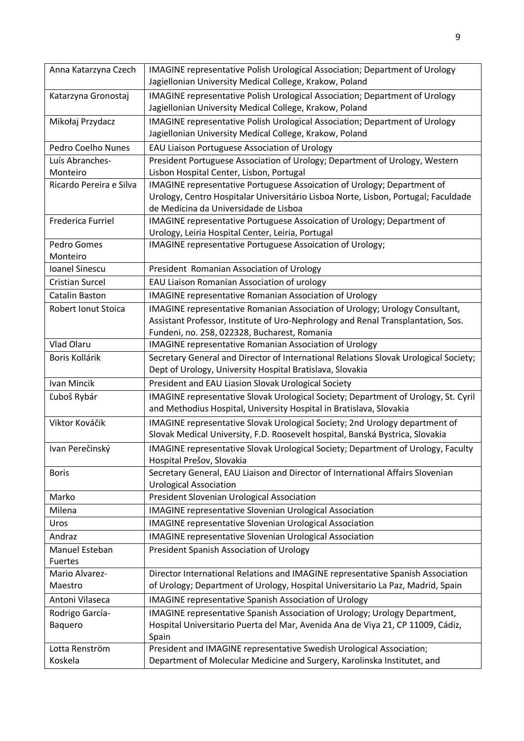| | |
|---|---|
| Anna Katarzyna Czech | IMAGINE representative Polish Urological Association; Department of Urology Jagiellonian University Medical College, Krakow, Poland |
| Katarzyna Gronostaj | IMAGINE representative Polish Urological Association; Department of Urology Jagiellonian University Medical College, Krakow, Poland |
| Mikołaj Przydacz | IMAGINE representative Polish Urological Association; Department of Urology Jagiellonian University Medical College, Krakow, Poland |
| Pedro Coelho Nunes | EAU Liaison Portuguese Association of Urology |
| Luís Abranches-Monteiro | President Portuguese Association of Urology; Department of Urology, Western Lisbon Hospital Center, Lisbon, Portugal |
| Ricardo Pereira e Silva | IMAGINE representative Portuguese Assoication of Urology; Department of Urology, Centro Hospitalar Universitário Lisboa Norte, Lisbon, Portugal; Faculdade de Medicina da Universidade de Lisboa |
| Frederica Furriel | IMAGINE representative Portuguese Assoication of Urology; Department of Urology, Leiria Hospital Center, Leiria, Portugal |
| Pedro Gomes Monteiro | IMAGINE representative Portuguese Assoication of Urology; |
| Ioanel Sinescu | President Romanian Association of Urology |
| Cristian Surcel | EAU Liaison Romanian Association of urology |
| Catalin Baston | IMAGINE representative Romanian Association of Urology |
| Robert Ionut Stoica | IMAGINE representative Romanian Association of Urology; Urology Consultant, Assistant Professor, Institute of Uro-Nephrology and Renal Transplantation, Sos. Fundeni, no. 258, 022328, Bucharest, Romania |
| Vlad Olaru | IMAGINE representative Romanian Association of Urology |
| Boris Kollárik | Secretary General and Director of International Relations Slovak Urological Society; Dept of Urology, University Hospital Bratislava, Slovakia |
| Ivan Mincik | President and EAU Liasion Slovak Urological Society |
| Ľuboš Rybár | IMAGINE representative Slovak Urological Society; Department of Urology, St. Cyril and Methodius Hospital, University Hospital in Bratislava, Slovakia |
| Viktor Kováčik | IMAGINE representative Slovak Urological Society; 2nd Urology department of Slovak Medical University, F.D. Roosevelt hospital, Banská Bystrica, Slovakia |
| Ivan Perečinský | IMAGINE representative Slovak Urological Society; Department of Urology, Faculty Hospital Prešov, Slovakia |
| Boris | Secretary General, EAU Liaison and Director of International Affairs Slovenian Urological Association |
| Marko | President Slovenian Urological Association |
| Milena | IMAGINE representative Slovenian Urological Association |
| Uros | IMAGINE representative Slovenian Urological Association |
| Andraz | IMAGINE representative Slovenian Urological Association |
| Manuel Esteban Fuertes | President Spanish Association of Urology |
| Mario Alvarez-Maestro | Director International Relations and IMAGINE representative Spanish Association of Urology; Department of Urology, Hospital Universitario La Paz, Madrid, Spain |
| Antoni Vilaseca | IMAGINE representative Spanish Association of Urology |
| Rodrigo García-Baquero | IMAGINE representative Spanish Association of Urology; Urology Department, Hospital Universitario Puerta del Mar, Avenida Ana de Viya 21, CP 11009, Cádiz, Spain |
| Lotta Renström Koskela | President and IMAGINE representative Swedish Urological Association; Department of Molecular Medicine and Surgery, Karolinska Institutet, and |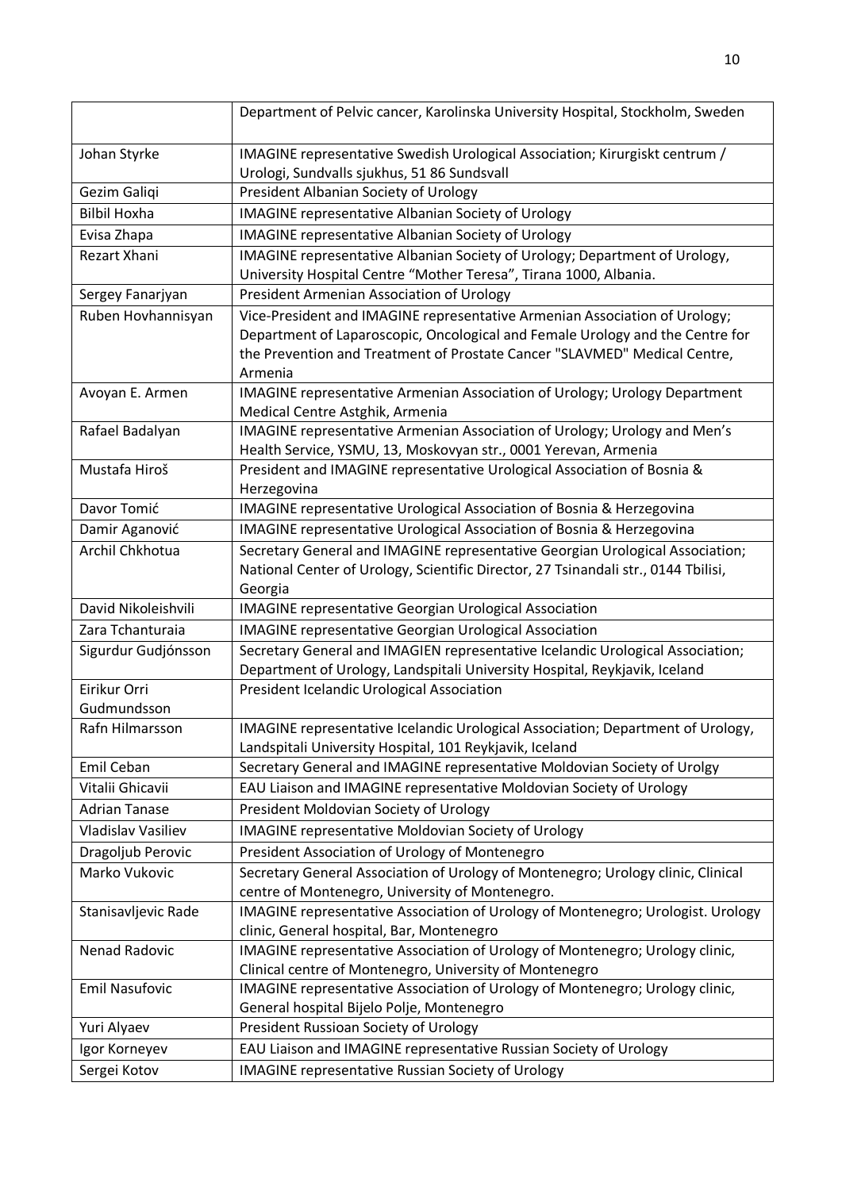| | |
|---|---|
| | Department of Pelvic cancer, Karolinska University Hospital, Stockholm, Sweden |
| Johan Styrke | IMAGINE representative Swedish Urological Association; Kirurgiskt centrum / Urologi, Sundvalls sjukhus, 51 86 Sundsvall |
| Gezim Galiqi | President Albanian Society of Urology |
| Bilbil Hoxha | IMAGINE representative Albanian Society of Urology |
| Evisa Zhapa | IMAGINE representative Albanian Society of Urology |
| Rezart Xhani | IMAGINE representative Albanian Society of Urology; Department of Urology, University Hospital Centre "Mother Teresa", Tirana 1000, Albania. |
| Sergey Fanarjyan | President Armenian Association of Urology |
| Ruben Hovhannisyan | Vice-President and IMAGINE representative Armenian Association of Urology; Department of Laparoscopic, Oncological and Female Urology and the Centre for the Prevention and Treatment of Prostate Cancer "SLAVMED" Medical Centre, Armenia |
| Avoyan E. Armen | IMAGINE representative Armenian Association of Urology; Urology Department Medical Centre Astghik, Armenia |
| Rafael Badalyan | IMAGINE representative Armenian Association of Urology; Urology and Men's Health Service, YSMU, 13, Moskovyan str., 0001 Yerevan, Armenia |
| Mustafa Hiroš | President and IMAGINE representative Urological Association of Bosnia & Herzegovina |
| Davor Tomić | IMAGINE representative Urological Association of Bosnia & Herzegovina |
| Damir Aganović | IMAGINE representative Urological Association of Bosnia & Herzegovina |
| Archil Chkhotua | Secretary General and IMAGINE representative Georgian Urological Association; National Center of Urology, Scientific Director, 27 Tsinandali str., 0144 Tbilisi, Georgia |
| David Nikoleishvili | IMAGINE representative Georgian Urological Association |
| Zara Tchanturaia | IMAGINE representative Georgian Urological Association |
| Sigurdur Gudjónsson | Secretary General and IMAGIEN representative Icelandic Urological Association; Department of Urology, Landspitali University Hospital, Reykjavik, Iceland |
| Eirikur Orri Gudmundsson | President Icelandic Urological Association |
| Rafn Hilmarsson | IMAGINE representative Icelandic Urological Association; Department of Urology, Landspitali University Hospital, 101 Reykjavik, Iceland |
| Emil Ceban | Secretary General and IMAGINE representative Moldovian Society of Urolgy |
| Vitalii Ghicavii | EAU Liaison and IMAGINE representative Moldovian Society of Urology |
| Adrian Tanase | President Moldovian Society of Urology |
| Vladislav Vasiliev | IMAGINE representative Moldovian Society of Urology |
| Dragoljub Perovic | President Association of Urology of Montenegro |
| Marko Vukovic | Secretary General Association of Urology of Montenegro; Urology clinic, Clinical centre of Montenegro, University of Montenegro. |
| Stanisavljevic Rade | IMAGINE representative Association of Urology of Montenegro; Urologist. Urology clinic, General hospital, Bar, Montenegro |
| Nenad Radovic | IMAGINE representative Association of Urology of Montenegro; Urology clinic, Clinical centre of Montenegro, University of Montenegro |
| Emil Nasufovic | IMAGINE representative Association of Urology of Montenegro; Urology clinic, General hospital Bijelo Polje, Montenegro |
| Yuri Alyaev | President Russioan Society of Urology |
| Igor Korneyev | EAU Liaison and IMAGINE representative Russian Society of Urology |
| Sergei Kotov | IMAGINE representative Russian Society of Urology |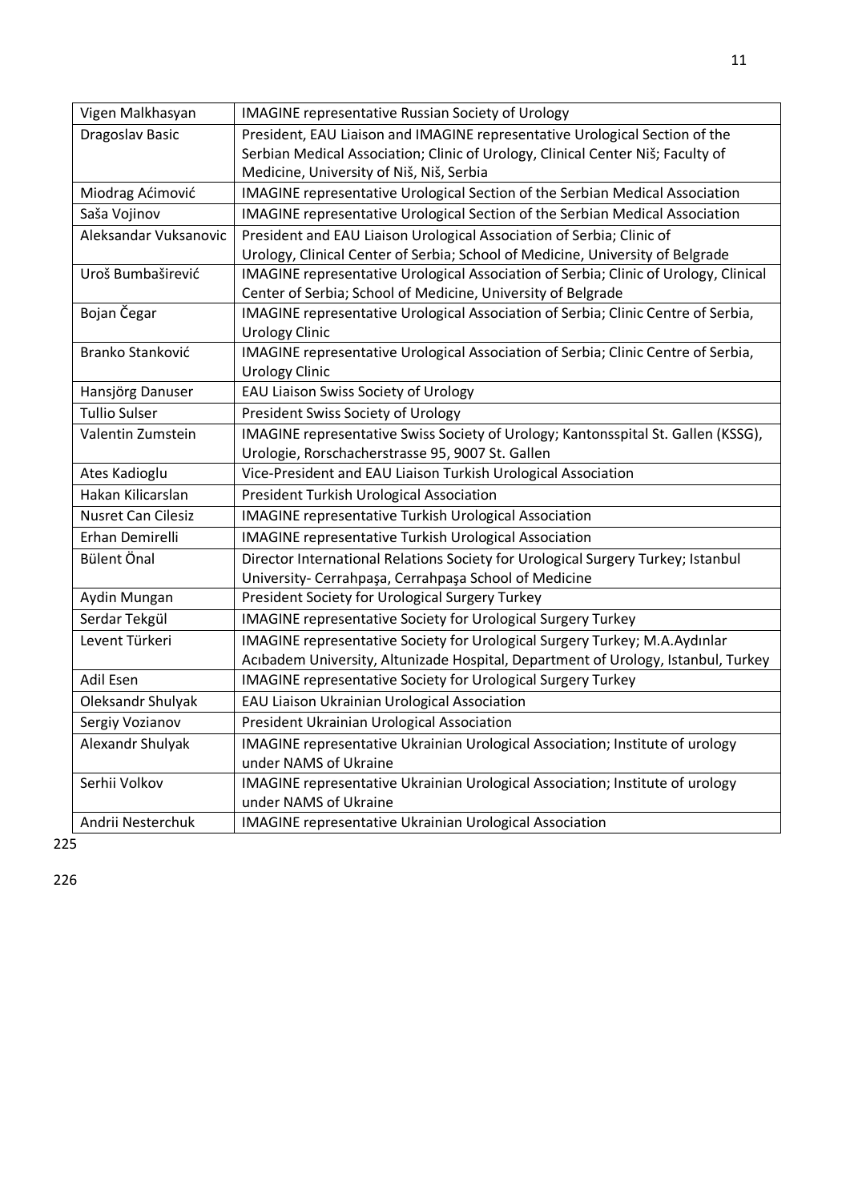| | |
|---|---|
| Vigen Malkhasyan | IMAGINE representative Russian Society of Urology |
| Dragoslav Basic | President, EAU Liaison and IMAGINE representative Urological Section of the Serbian Medical Association; Clinic of Urology, Clinical Center Niš; Faculty of Medicine, University of Niš, Niš, Serbia |
| Miodrag Aćimović | IMAGINE representative Urological Section of the Serbian Medical Association |
| Saša Vojinov | IMAGINE representative Urological Section of the Serbian Medical Association |
| Aleksandar Vuksanovic | President and EAU Liaison Urological Association of Serbia; Clinic of Urology, Clinical Center of Serbia; School of Medicine, University of Belgrade |
| Uroš Bumbaširević | IMAGINE representative Urological Association of Serbia; Clinic of Urology, Clinical Center of Serbia; School of Medicine, University of Belgrade |
| Bojan Čegar | IMAGINE representative Urological Association of Serbia; Clinic Centre of Serbia, Urology Clinic |
| Branko Stanković | IMAGINE representative Urological Association of Serbia; Clinic Centre of Serbia, Urology Clinic |
| Hansjörg Danuser | EAU Liaison Swiss Society of Urology |
| Tullio Sulser | President Swiss Society of Urology |
| Valentin Zumstein | IMAGINE representative Swiss Society of Urology; Kantonsspital St. Gallen (KSSG), Urologie, Rorschacherstrasse 95, 9007 St. Gallen |
| Ates Kadioglu | Vice-President and EAU Liaison Turkish Urological Association |
| Hakan Kilicarslan | President Turkish Urological Association |
| Nusret Can Cilesiz | IMAGINE representative Turkish Urological Association |
| Erhan Demirelli | IMAGINE representative Turkish Urological Association |
| Bülent Önal | Director International Relations Society for Urological Surgery Turkey; Istanbul University- Cerrahpaşa, Cerrahpaşa School of Medicine |
| Aydin Mungan | President Society for Urological Surgery Turkey |
| Serdar Tekgül | IMAGINE representative Society for Urological Surgery Turkey |
| Levent Türkeri | IMAGINE representative Society for Urological Surgery Turkey; M.A.Aydınlar Acıbadem University, Altunizade Hospital, Department of Urology, Istanbul, Turkey |
| Adil Esen | IMAGINE representative Society for Urological Surgery Turkey |
| Oleksandr Shulyak | EAU Liaison Ukrainian Urological Association |
| Sergiy Vozianov | President Ukrainian Urological Association |
| Alexandr Shulyak | IMAGINE representative Ukrainian Urological Association; Institute of urology under NAMS of Ukraine |
| Serhii Volkov | IMAGINE representative Ukrainian Urological Association; Institute of urology under NAMS of Ukraine |
| Andrii Nesterchuk | IMAGINE representative Ukrainian Urological Association |

225

226